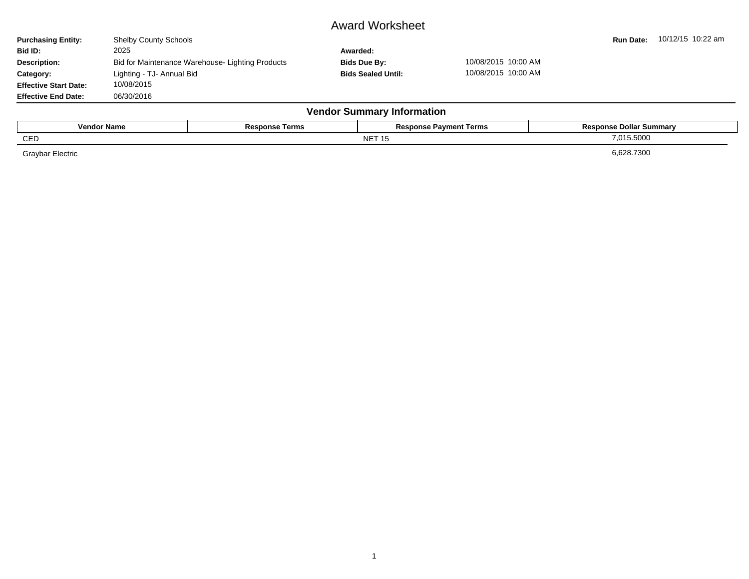# Award Worksheet

**Purchasing Entity:** Shelby County Schools

**Bid ID:** 2025

**Description:** Bid for Maintenance Warehouse- Lighting Products

**Category:** Lighting - TJ- Annual Bid

**Effective Start Date:** 10/08/2015

**Effective End Date:** 06/30/2016

**Awarded:**

**Bids Due By:** 10/08/2015 10:00 AM

**Bids Sealed Until:** 10/08/2015 10:00 AM

**Run Date:** 10/12/15 10:22 am

## Vendor Summary Information

| Vendor Name | Response Terms | Response Payment Terms | Response Dollar Summary |
|---|---|---|---|
| CED | | NET 15 | 7,015.5000 |
| Graybar Electric | | | 6,628.7300 |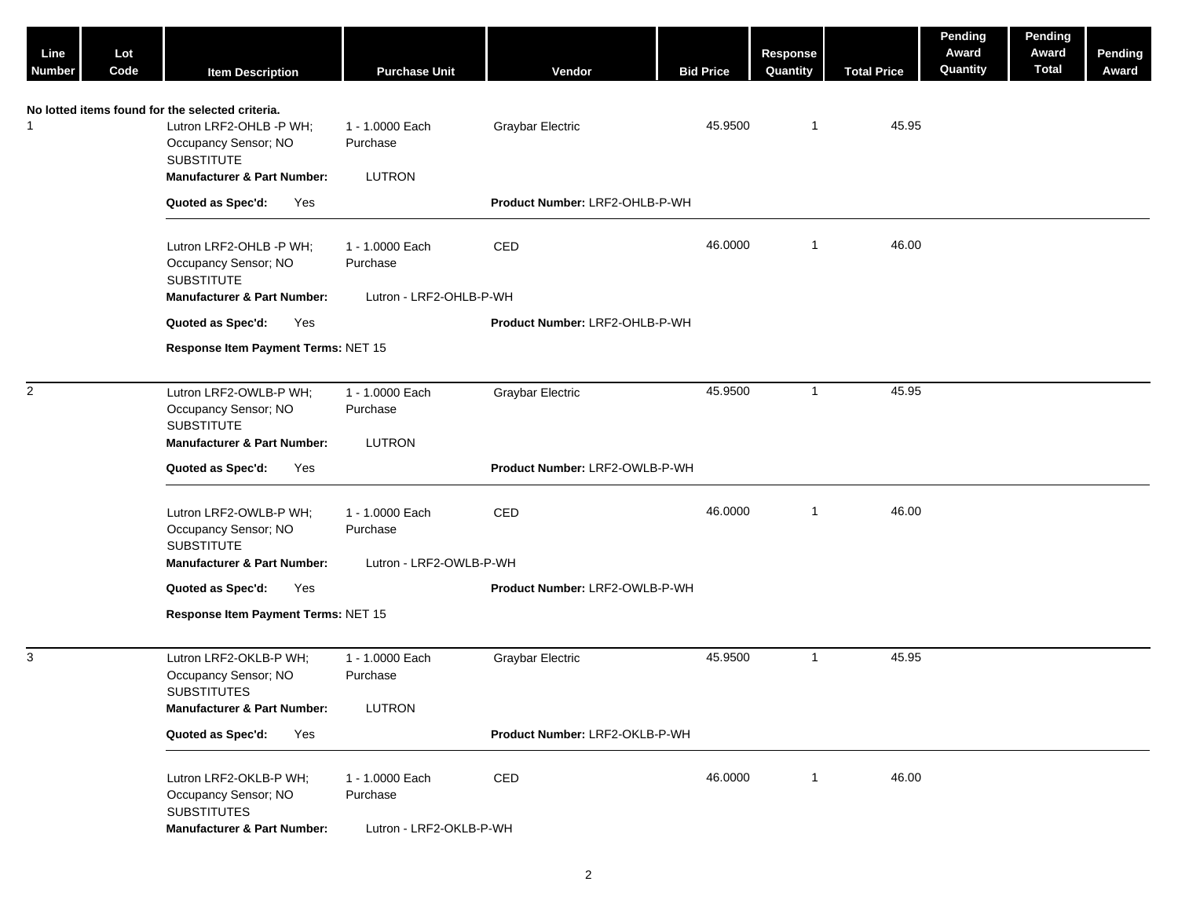| Line Number | Lot Code | Item Description | Purchase Unit | Vendor | Bid Price | Response Quantity | Total Price | Pending Award Quantity | Pending Award Total | Pending Award |
|---|---|---|---|---|---|---|---|---|---|---|

No lotted items found for the selected criteria.

| Line Number | Lot Code | Item Description | Purchase Unit | Vendor | Bid Price | Response Quantity | Total Price | Pending Award Quantity | Pending Award Total | Pending Award |
|---|---|---|---|---|---|---|---|---|---|---|
| 1 | | Lutron LRF2-OHLB -P WH; Occupancy Sensor; NO SUBSTITUTE | 1 - 1.0000 Each Purchase | Graybar Electric | 45.9500 | 1 | 45.95 | | | |
| | | **Manufacturer & Part Number:** LUTRON | | | | | | | | |
| | | **Quoted as Spec'd:** Yes | | **Product Number:** LRF2-OHLB-P-WH | | | | | | |
| | | Lutron LRF2-OHLB -P WH; Occupancy Sensor; NO SUBSTITUTE | 1 - 1.0000 Each Purchase | CED | 46.0000 | 1 | 46.00 | | | |
| | | **Manufacturer & Part Number:** Lutron - LRF2-OHLB-P-WH | | | | | | | | |
| | | **Quoted as Spec'd:** Yes | | **Product Number:** LRF2-OHLB-P-WH | | | | | | |
| | | **Response Item Payment Terms:** NET 15 | | | | | | | | |
| 2 | | Lutron LRF2-OWLB-P WH; Occupancy Sensor; NO SUBSTITUTE | 1 - 1.0000 Each Purchase | Graybar Electric | 45.9500 | 1 | 45.95 | | | |
| | | **Manufacturer & Part Number:** LUTRON | | | | | | | | |
| | | **Quoted as Spec'd:** Yes | | **Product Number:** LRF2-OWLB-P-WH | | | | | | |
| | | Lutron LRF2-OWLB-P WH; Occupancy Sensor; NO SUBSTITUTE | 1 - 1.0000 Each Purchase | CED | 46.0000 | 1 | 46.00 | | | |
| | | **Manufacturer & Part Number:** Lutron - LRF2-OWLB-P-WH | | | | | | | | |
| | | **Quoted as Spec'd:** Yes | | **Product Number:** LRF2-OWLB-P-WH | | | | | | |
| | | **Response Item Payment Terms:** NET 15 | | | | | | | | |
| 3 | | Lutron LRF2-OKLB-P WH; Occupancy Sensor; NO SUBSTITUTES | 1 - 1.0000 Each Purchase | Graybar Electric | 45.9500 | 1 | 45.95 | | | |
| | | **Manufacturer & Part Number:** LUTRON | | | | | | | | |
| | | **Quoted as Spec'd:** Yes | | **Product Number:** LRF2-OKLB-P-WH | | | | | | |
| | | Lutron LRF2-OKLB-P WH; Occupancy Sensor; NO SUBSTITUTES | 1 - 1.0000 Each Purchase | CED | 46.0000 | 1 | 46.00 | | | |
| | | **Manufacturer & Part Number:** Lutron - LRF2-OKLB-P-WH | | | | | | | | |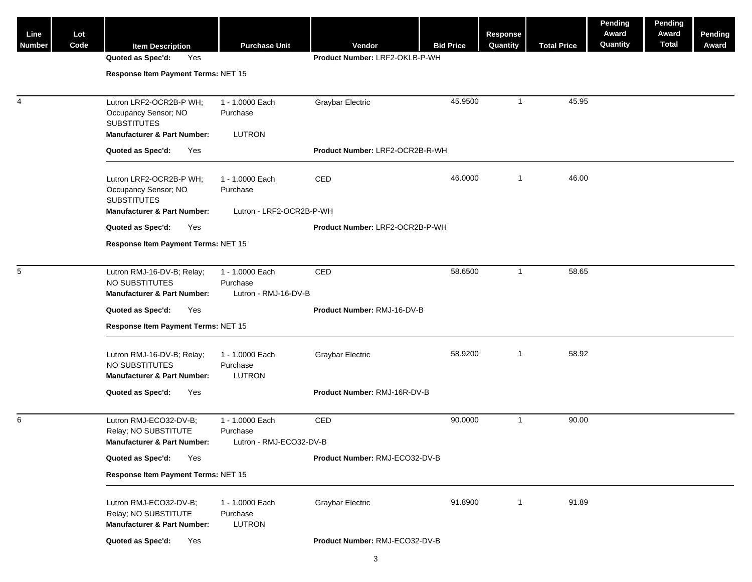| Line Number | Lot Code | Item Description | Purchase Unit | Vendor | Bid Price | Response Quantity | Total Price | Pending Award Quantity | Pending Award Total | Pending Award |
|---|---|---|---|---|---|---|---|---|---|---|
| | | **Quoted as Spec'd:** Yes | | **Product Number:** LRF2-OKLB-P-WH | | | | | | |
| | | **Response Item Payment Terms:** NET 15 | | | | | | | | |
| 4 | | Lutron LRF2-OCR2B-P WH; Occupancy Sensor; NO SUBSTITUTES | 1 - 1.0000 Each Purchase | Graybar Electric | 45.9500 | 1 | 45.95 | | | |
| | | **Manufacturer & Part Number:** | LUTRON | | | | | | | |
| | | **Quoted as Spec'd:** Yes | | **Product Number:** LRF2-OCR2B-R-WH | | | | | | |
| | | Lutron LRF2-OCR2B-P WH; Occupancy Sensor; NO SUBSTITUTES | 1 - 1.0000 Each Purchase | CED | 46.0000 | 1 | 46.00 | | | |
| | | **Manufacturer & Part Number:** | Lutron - LRF2-OCR2B-P-WH | | | | | | | |
| | | **Quoted as Spec'd:** Yes | | **Product Number:** LRF2-OCR2B-P-WH | | | | | | |
| | | **Response Item Payment Terms:** NET 15 | | | | | | | | |
| 5 | | Lutron RMJ-16-DV-B; Relay; NO SUBSTITUTES | 1 - 1.0000 Each Purchase | CED | 58.6500 | 1 | 58.65 | | | |
| | | **Manufacturer & Part Number:** | Lutron - RMJ-16-DV-B | | | | | | | |
| | | **Quoted as Spec'd:** Yes | | **Product Number:** RMJ-16-DV-B | | | | | | |
| | | **Response Item Payment Terms:** NET 15 | | | | | | | | |
| | | Lutron RMJ-16-DV-B; Relay; NO SUBSTITUTES | 1 - 1.0000 Each Purchase | Graybar Electric | 58.9200 | 1 | 58.92 | | | |
| | | **Manufacturer & Part Number:** | LUTRON | | | | | | | |
| | | **Quoted as Spec'd:** Yes | | **Product Number:** RMJ-16R-DV-B | | | | | | |
| 6 | | Lutron RMJ-ECO32-DV-B; Relay; NO SUBSTITUTE | 1 - 1.0000 Each Purchase | CED | 90.0000 | 1 | 90.00 | | | |
| | | **Manufacturer & Part Number:** | Lutron - RMJ-ECO32-DV-B | | | | | | | |
| | | **Quoted as Spec'd:** Yes | | **Product Number:** RMJ-ECO32-DV-B | | | | | | |
| | | **Response Item Payment Terms:** NET 15 | | | | | | | | |
| | | Lutron RMJ-ECO32-DV-B; Relay; NO SUBSTITUTE | 1 - 1.0000 Each Purchase | Graybar Electric | 91.8900 | 1 | 91.89 | | | |
| | | **Manufacturer & Part Number:** | LUTRON | | | | | | | |
| | | **Quoted as Spec'd:** Yes | | **Product Number:** RMJ-ECO32-DV-B | | | | | | |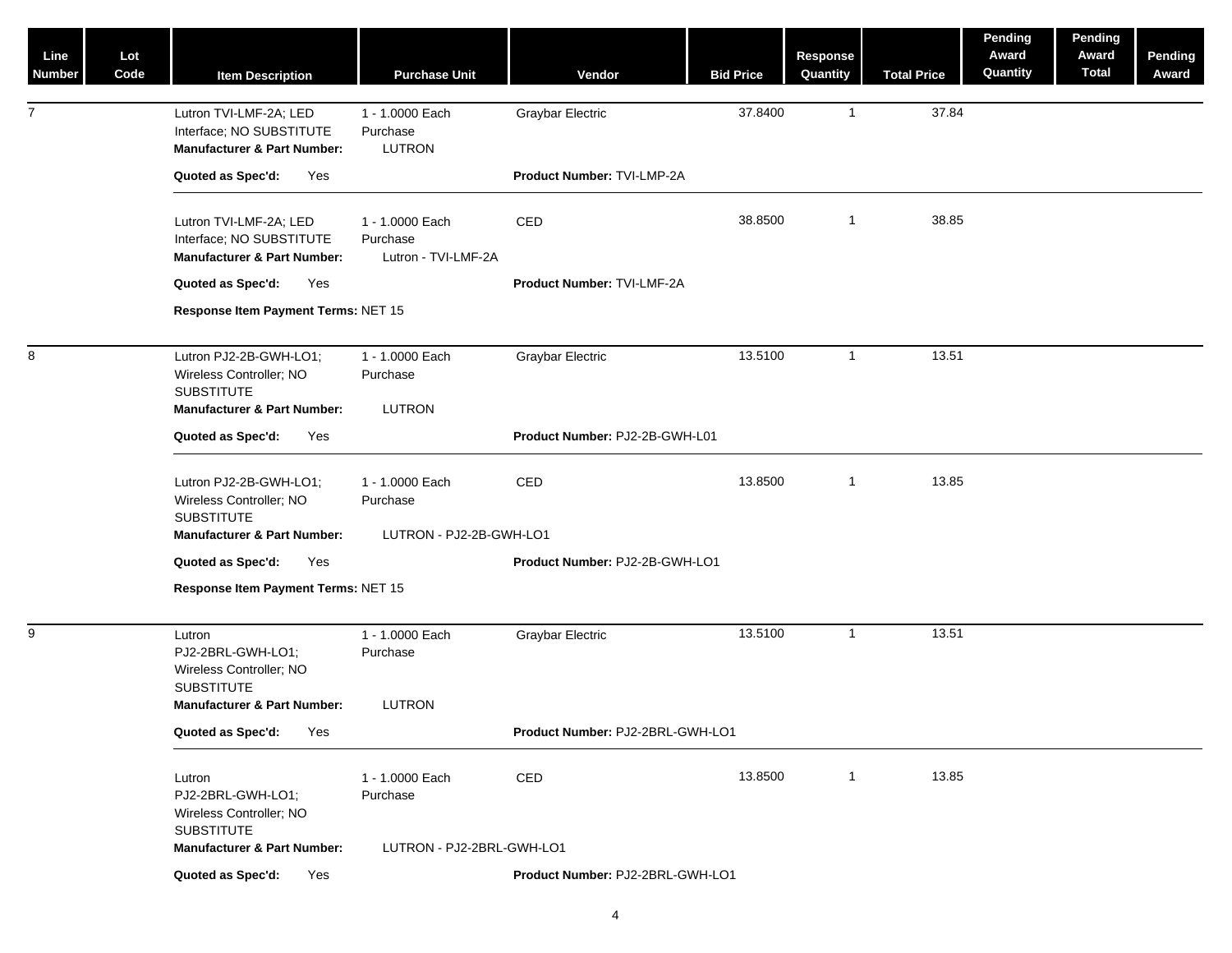| Line Number | Lot Code | Item Description | Purchase Unit | Vendor | Bid Price | Response Quantity | Total Price | Pending Award Quantity | Pending Award Total | Pending Award |
|---|---|---|---|---|---|---|---|---|---|---|
| 7 | | Lutron TVI-LMF-2A; LED Interface; NO SUBSTITUTE<br>**Manufacturer & Part Number:** | 1 - 1.0000 Each Purchase<br>LUTRON | Graybar Electric | 37.8400 | 1 | 37.84 | | | |
| | | **Quoted as Spec'd:** Yes | | **Product Number:** TVI-LMP-2A | | | | | | |
| | | Lutron TVI-LMF-2A; LED Interface; NO SUBSTITUTE<br>**Manufacturer & Part Number:** | 1 - 1.0000 Each Purchase<br>Lutron - TVI-LMF-2A | CED | 38.8500 | 1 | 38.85 | | | |
| | | **Quoted as Spec'd:** Yes | | **Product Number:** TVI-LMF-2A | | | | | | |
| | | **Response Item Payment Terms:** NET 15 | | | | | | | | |
| 8 | | Lutron PJ2-2B-GWH-LO1; Wireless Controller; NO SUBSTITUTE<br>**Manufacturer & Part Number:** | 1 - 1.0000 Each Purchase<br>LUTRON | Graybar Electric | 13.5100 | 1 | 13.51 | | | |
| | | **Quoted as Spec'd:** Yes | | **Product Number:** PJ2-2B-GWH-L01 | | | | | | |
| | | Lutron PJ2-2B-GWH-LO1; Wireless Controller; NO SUBSTITUTE<br>**Manufacturer & Part Number:** | 1 - 1.0000 Each Purchase<br>LUTRON - PJ2-2B-GWH-LO1 | CED | 13.8500 | 1 | 13.85 | | | |
| | | **Quoted as Spec'd:** Yes | | **Product Number:** PJ2-2B-GWH-LO1 | | | | | | |
| | | **Response Item Payment Terms:** NET 15 | | | | | | | | |
| 9 | | Lutron PJ2-2BRL-GWH-LO1; Wireless Controller; NO SUBSTITUTE<br>**Manufacturer & Part Number:** | 1 - 1.0000 Each Purchase<br>LUTRON | Graybar Electric | 13.5100 | 1 | 13.51 | | | |
| | | **Quoted as Spec'd:** Yes | | **Product Number:** PJ2-2BRL-GWH-LO1 | | | | | | |
| | | Lutron PJ2-2BRL-GWH-LO1; Wireless Controller; NO SUBSTITUTE<br>**Manufacturer & Part Number:** | 1 - 1.0000 Each Purchase<br>LUTRON - PJ2-2BRL-GWH-LO1 | CED | 13.8500 | 1 | 13.85 | | | |
| | | **Quoted as Spec'd:** Yes | | **Product Number:** PJ2-2BRL-GWH-LO1 | | | | | | |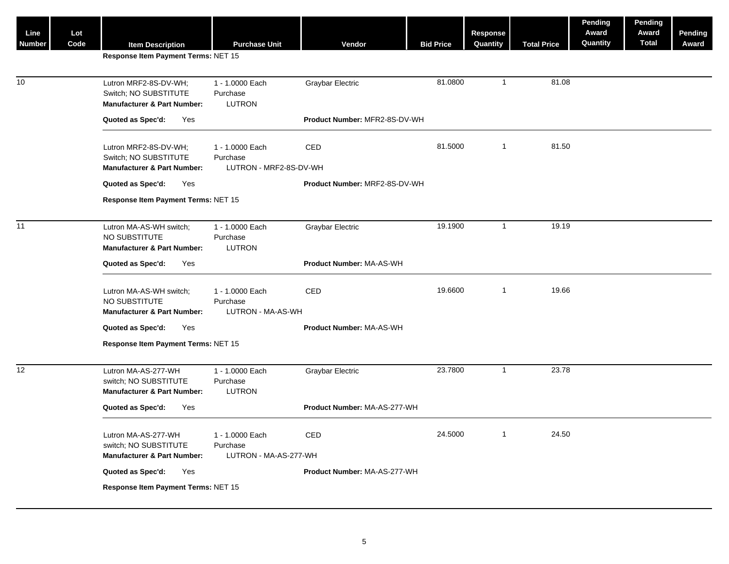| Line Number | Lot Code | Item Description | Purchase Unit | Vendor | Bid Price | Response Quantity | Total Price | Pending Award Quantity | Pending Award Total | Pending Award |
|---|---|---|---|---|---|---|---|---|---|---|
| | | **Response Item Payment Terms:** NET 15 | | | | | | | | |
| 10 | | Lutron MRF2-8S-DV-WH; Switch; NO SUBSTITUTE **Manufacturer & Part Number:** LUTRON | 1 - 1.0000 Each Purchase | Graybar Electric | 81.0800 | 1 | 81.08 | | | |
| | | **Quoted as Spec'd:** Yes | | **Product Number:** MFR2-8S-DV-WH | | | | | | |
| | | Lutron MRF2-8S-DV-WH; Switch; NO SUBSTITUTE **Manufacturer & Part Number:** LUTRON - MRF2-8S-DV-WH | 1 - 1.0000 Each Purchase | CED | 81.5000 | 1 | 81.50 | | | |
| | | **Quoted as Spec'd:** Yes | | **Product Number:** MRF2-8S-DV-WH | | | | | | |
| | | **Response Item Payment Terms:** NET 15 | | | | | | | | |
| 11 | | Lutron MA-AS-WH switch; NO SUBSTITUTE **Manufacturer & Part Number:** LUTRON | 1 - 1.0000 Each Purchase | Graybar Electric | 19.1900 | 1 | 19.19 | | | |
| | | **Quoted as Spec'd:** Yes | | **Product Number:** MA-AS-WH | | | | | | |
| | | Lutron MA-AS-WH switch; NO SUBSTITUTE **Manufacturer & Part Number:** LUTRON - MA-AS-WH | 1 - 1.0000 Each Purchase | CED | 19.6600 | 1 | 19.66 | | | |
| | | **Quoted as Spec'd:** Yes | | **Product Number:** MA-AS-WH | | | | | | |
| | | **Response Item Payment Terms:** NET 15 | | | | | | | | |
| 12 | | Lutron MA-AS-277-WH switch; NO SUBSTITUTE **Manufacturer & Part Number:** LUTRON | 1 - 1.0000 Each Purchase | Graybar Electric | 23.7800 | 1 | 23.78 | | | |
| | | **Quoted as Spec'd:** Yes | | **Product Number:** MA-AS-277-WH | | | | | | |
| | | Lutron MA-AS-277-WH switch; NO SUBSTITUTE **Manufacturer & Part Number:** LUTRON - MA-AS-277-WH | 1 - 1.0000 Each Purchase | CED | 24.5000 | 1 | 24.50 | | | |
| | | **Quoted as Spec'd:** Yes | | **Product Number:** MA-AS-277-WH | | | | | | |
| | | **Response Item Payment Terms:** NET 15 | | | | | | | | |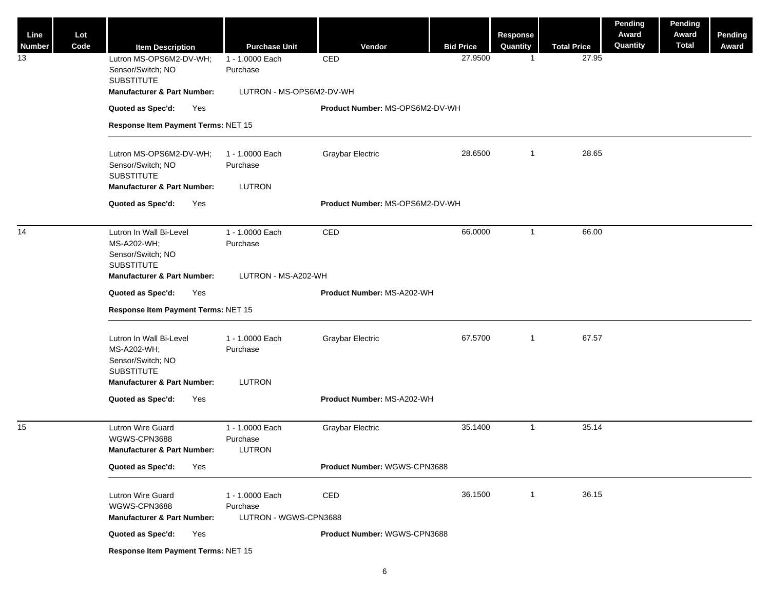| Line Number | Lot Code | Item Description | Purchase Unit | Vendor | Bid Price | Response Quantity | Total Price | Pending Award Quantity | Pending Award Total | Pending Award |
|---|---|---|---|---|---|---|---|---|---|---|
| 13 | | Lutron MS-OPS6M2-DV-WH; Sensor/Switch; NO SUBSTITUTE | 1 - 1.0000 Each Purchase | CED | 27.9500 | 1 | 27.95 | | | |
| | | **Manufacturer & Part Number:** LUTRON - MS-OPS6M2-DV-WH | | | | | | | | |
| | | **Quoted as Spec'd:** Yes | | **Product Number:** MS-OPS6M2-DV-WH | | | | | | |
| | | **Response Item Payment Terms:** NET 15 | | | | | | | | |
| | | Lutron MS-OPS6M2-DV-WH; Sensor/Switch; NO SUBSTITUTE | 1 - 1.0000 Each Purchase | Graybar Electric | 28.6500 | 1 | 28.65 | | | |
| | | **Manufacturer & Part Number:** LUTRON | | | | | | | | |
| | | **Quoted as Spec'd:** Yes | | **Product Number:** MS-OPS6M2-DV-WH | | | | | | |
| 14 | | Lutron In Wall Bi-Level MS-A202-WH; Sensor/Switch; NO SUBSTITUTE | 1 - 1.0000 Each Purchase | CED | 66.0000 | 1 | 66.00 | | | |
| | | **Manufacturer & Part Number:** LUTRON - MS-A202-WH | | | | | | | | |
| | | **Quoted as Spec'd:** Yes | | **Product Number:** MS-A202-WH | | | | | | |
| | | **Response Item Payment Terms:** NET 15 | | | | | | | | |
| | | Lutron In Wall Bi-Level MS-A202-WH; Sensor/Switch; NO SUBSTITUTE | 1 - 1.0000 Each Purchase | Graybar Electric | 67.5700 | 1 | 67.57 | | | |
| | | **Manufacturer & Part Number:** LUTRON | | | | | | | | |
| | | **Quoted as Spec'd:** Yes | | **Product Number:** MS-A202-WH | | | | | | |
| 15 | | Lutron Wire Guard WGWS-CPN3688 | 1 - 1.0000 Each Purchase | Graybar Electric | 35.1400 | 1 | 35.14 | | | |
| | | **Manufacturer & Part Number:** LUTRON | | | | | | | | |
| | | **Quoted as Spec'd:** Yes | | **Product Number:** WGWS-CPN3688 | | | | | | |
| | | Lutron Wire Guard WGWS-CPN3688 | 1 - 1.0000 Each Purchase | CED | 36.1500 | 1 | 36.15 | | | |
| | | **Manufacturer & Part Number:** LUTRON - WGWS-CPN3688 | | | | | | | | |
| | | **Quoted as Spec'd:** Yes | | **Product Number:** WGWS-CPN3688 | | | | | | |
| | | **Response Item Payment Terms:** NET 15 | | | | | | | | |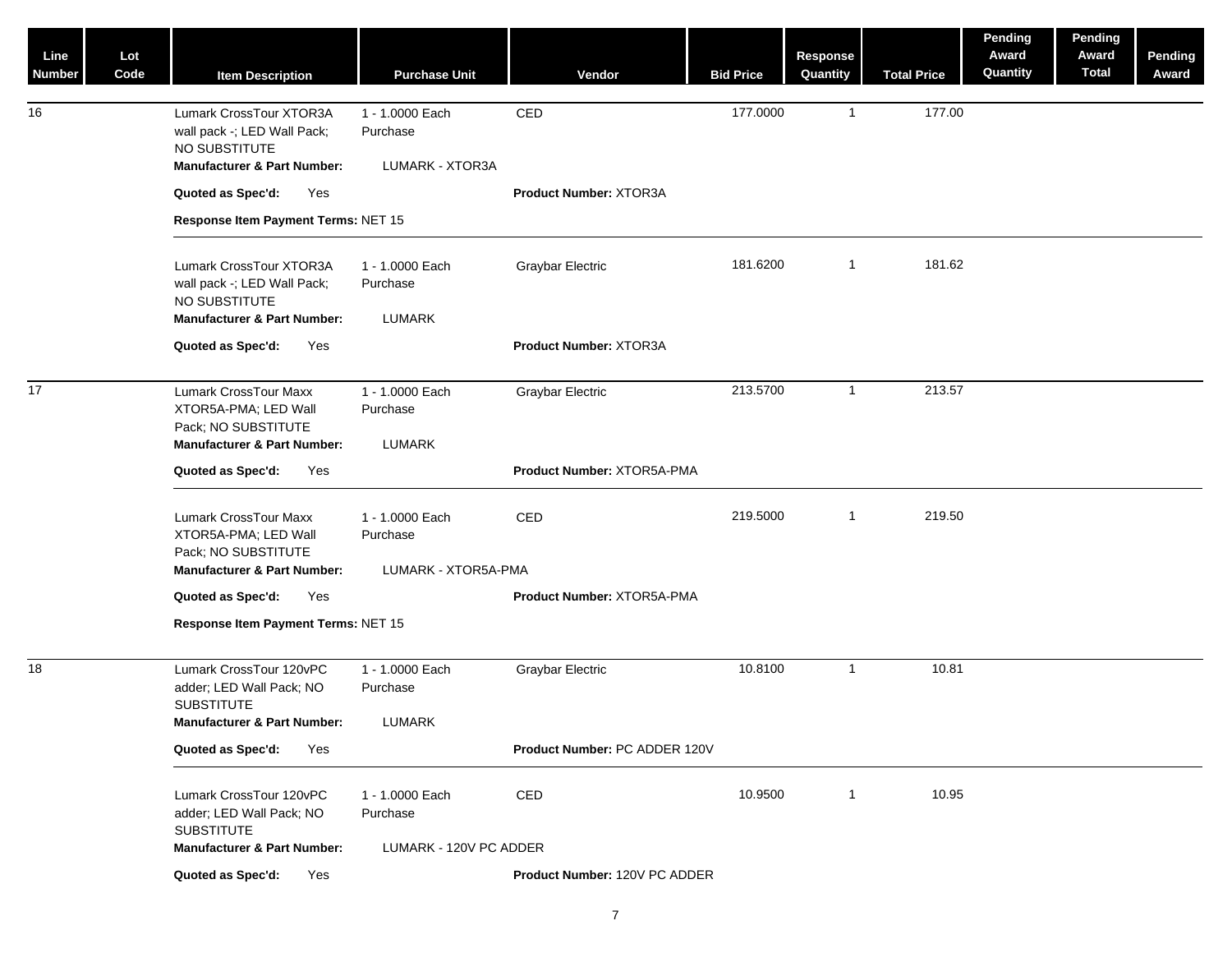| Line Number | Lot Code | Item Description | Purchase Unit | Vendor | Bid Price | Response Quantity | Total Price | Pending Award Quantity | Pending Award Total | Pending Award |
|---|---|---|---|---|---|---|---|---|---|---|
| 16 | | Lumark CrossTour XTOR3A wall pack -; LED Wall Pack; NO SUBSTITUTE<br>**Manufacturer & Part Number:** LUMARK - XTOR3A<br>**Quoted as Spec'd:** Yes<br>**Response Item Payment Terms:** NET 15 | 1 - 1.0000 Each Purchase | CED<br>**Product Number:** XTOR3A | 177.0000 | 1 | 177.00 | | | |
| | | Lumark CrossTour XTOR3A wall pack -; LED Wall Pack; NO SUBSTITUTE<br>**Manufacturer & Part Number:** LUMARK<br>**Quoted as Spec'd:** Yes | 1 - 1.0000 Each Purchase | Graybar Electric<br>**Product Number:** XTOR3A | 181.6200 | 1 | 181.62 | | | |
| 17 | | Lumark CrossTour Maxx XTOR5A-PMA; LED Wall Pack; NO SUBSTITUTE<br>**Manufacturer & Part Number:** LUMARK<br>**Quoted as Spec'd:** Yes | 1 - 1.0000 Each Purchase | Graybar Electric<br>**Product Number:** XTOR5A-PMA | 213.5700 | 1 | 213.57 | | | |
| | | Lumark CrossTour Maxx XTOR5A-PMA; LED Wall Pack; NO SUBSTITUTE<br>**Manufacturer & Part Number:** LUMARK - XTOR5A-PMA<br>**Quoted as Spec'd:** Yes<br>**Response Item Payment Terms:** NET 15 | 1 - 1.0000 Each Purchase | CED<br>**Product Number:** XTOR5A-PMA | 219.5000 | 1 | 219.50 | | | |
| 18 | | Lumark CrossTour 120vPC adder; LED Wall Pack; NO SUBSTITUTE<br>**Manufacturer & Part Number:** LUMARK<br>**Quoted as Spec'd:** Yes | 1 - 1.0000 Each Purchase | Graybar Electric<br>**Product Number:** PC ADDER 120V | 10.8100 | 1 | 10.81 | | | |
| | | Lumark CrossTour 120vPC adder; LED Wall Pack; NO SUBSTITUTE<br>**Manufacturer & Part Number:** LUMARK - 120V PC ADDER<br>**Quoted as Spec'd:** Yes | 1 - 1.0000 Each Purchase | CED<br>**Product Number:** 120V PC ADDER | 10.9500 | 1 | 10.95 | | | |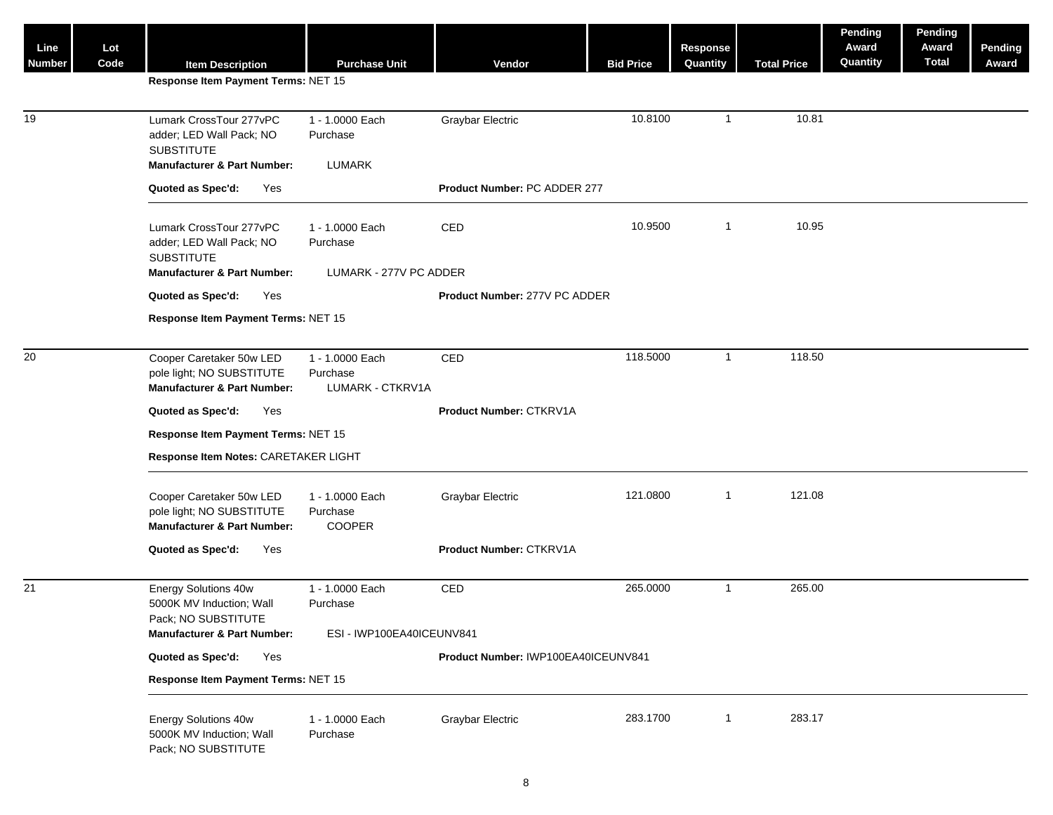| Line Number | Lot Code | Item Description | Purchase Unit | Vendor | Bid Price | Response Quantity | Total Price | Pending Award Quantity | Pending Award Total | Pending Award |
|---|---|---|---|---|---|---|---|---|---|---|
| | | **Response Item Payment Terms:** NET 15 | | | | | | | | |
| 19 | | Lumark CrossTour 277vPC adder; LED Wall Pack; NO SUBSTITUTE | 1 - 1.0000 Each Purchase | Graybar Electric | 10.8100 | 1 | 10.81 | | | |
| | | **Manufacturer & Part Number:** | LUMARK | | | | | | | |
| | | **Quoted as Spec'd:** Yes | | **Product Number:** PC ADDER 277 | | | | | | |
| | | Lumark CrossTour 277vPC adder; LED Wall Pack; NO SUBSTITUTE | 1 - 1.0000 Each Purchase | CED | 10.9500 | 1 | 10.95 | | | |
| | | **Manufacturer & Part Number:** | LUMARK - 277V PC ADDER | | | | | | | |
| | | **Quoted as Spec'd:** Yes | | **Product Number:** 277V PC ADDER | | | | | | |
| | | **Response Item Payment Terms:** NET 15 | | | | | | | | |
| 20 | | Cooper Caretaker 50w LED pole light; NO SUBSTITUTE | 1 - 1.0000 Each Purchase | CED | 118.5000 | 1 | 118.50 | | | |
| | | **Manufacturer & Part Number:** | LUMARK - CTKRV1A | | | | | | | |
| | | **Quoted as Spec'd:** Yes | | **Product Number:** CTKRV1A | | | | | | |
| | | **Response Item Payment Terms:** NET 15 | | | | | | | | |
| | | **Response Item Notes:** CARETAKER LIGHT | | | | | | | | |
| | | Cooper Caretaker 50w LED pole light; NO SUBSTITUTE | 1 - 1.0000 Each Purchase | Graybar Electric | 121.0800 | 1 | 121.08 | | | |
| | | **Manufacturer & Part Number:** | COOPER | | | | | | | |
| | | **Quoted as Spec'd:** Yes | | **Product Number:** CTKRV1A | | | | | | |
| 21 | | Energy Solutions 40w 5000K MV Induction; Wall Pack; NO SUBSTITUTE | 1 - 1.0000 Each Purchase | CED | 265.0000 | 1 | 265.00 | | | |
| | | **Manufacturer & Part Number:** | ESI - IWP100EA40ICEUNV841 | | | | | | | |
| | | **Quoted as Spec'd:** Yes | | **Product Number:** IWP100EA40ICEUNV841 | | | | | | |
| | | **Response Item Payment Terms:** NET 15 | | | | | | | | |
| | | Energy Solutions 40w 5000K MV Induction; Wall Pack; NO SUBSTITUTE | 1 - 1.0000 Each Purchase | Graybar Electric | 283.1700 | 1 | 283.17 | | | |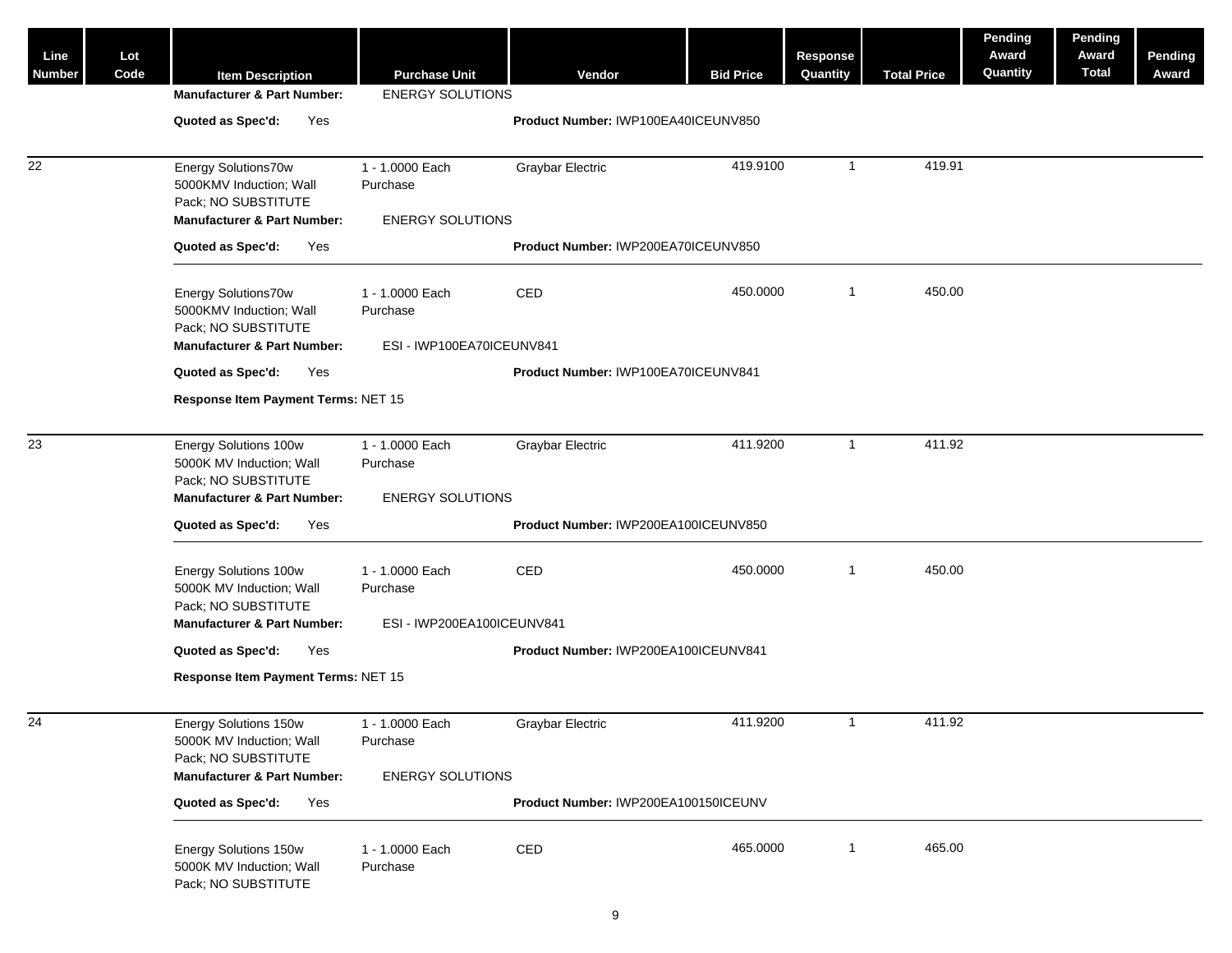| Line Number | Lot Code | Item Description | Purchase Unit | Vendor | Bid Price | Response Quantity | Total Price | Pending Award Quantity | Pending Award Total | Pending Award |
|---|---|---|---|---|---|---|---|---|---|---|
| | | **Manufacturer & Part Number:** | ENERGY SOLUTIONS | | | | | | | |
| | | **Quoted as Spec'd:** Yes | | **Product Number:** IWP100EA40ICEUNV850 | | | | | | |
| 22 | | Energy Solutions70w 5000KMV Induction; Wall Pack; NO SUBSTITUTE | 1 - 1.0000 Each Purchase | Graybar Electric | 419.9100 | 1 | 419.91 | | | |
| | | **Manufacturer & Part Number:** | ENERGY SOLUTIONS | | | | | | | |
| | | **Quoted as Spec'd:** Yes | | **Product Number:** IWP200EA70ICEUNV850 | | | | | | |
| | | Energy Solutions70w 5000KMV Induction; Wall Pack; NO SUBSTITUTE | 1 - 1.0000 Each Purchase | CED | 450.0000 | 1 | 450.00 | | | |
| | | **Manufacturer & Part Number:** | ESI - IWP100EA70ICEUNV841 | | | | | | | |
| | | **Quoted as Spec'd:** Yes | | **Product Number:** IWP100EA70ICEUNV841 | | | | | | |
| | | **Response Item Payment Terms:** NET 15 | | | | | | | | |
| 23 | | Energy Solutions 100w 5000K MV Induction; Wall Pack; NO SUBSTITUTE | 1 - 1.0000 Each Purchase | Graybar Electric | 411.9200 | 1 | 411.92 | | | |
| | | **Manufacturer & Part Number:** | ENERGY SOLUTIONS | | | | | | | |
| | | **Quoted as Spec'd:** Yes | | **Product Number:** IWP200EA100ICEUNV850 | | | | | | |
| | | Energy Solutions 100w 5000K MV Induction; Wall Pack; NO SUBSTITUTE | 1 - 1.0000 Each Purchase | CED | 450.0000 | 1 | 450.00 | | | |
| | | **Manufacturer & Part Number:** | ESI - IWP200EA100ICEUNV841 | | | | | | | |
| | | **Quoted as Spec'd:** Yes | | **Product Number:** IWP200EA100ICEUNV841 | | | | | | |
| | | **Response Item Payment Terms:** NET 15 | | | | | | | | |
| 24 | | Energy Solutions 150w 5000K MV Induction; Wall Pack; NO SUBSTITUTE | 1 - 1.0000 Each Purchase | Graybar Electric | 411.9200 | 1 | 411.92 | | | |
| | | **Manufacturer & Part Number:** | ENERGY SOLUTIONS | | | | | | | |
| | | **Quoted as Spec'd:** Yes | | **Product Number:** IWP200EA100150ICEUNV | | | | | | |
| | | Energy Solutions 150w 5000K MV Induction; Wall Pack; NO SUBSTITUTE | 1 - 1.0000 Each Purchase | CED | 465.0000 | 1 | 465.00 | | | |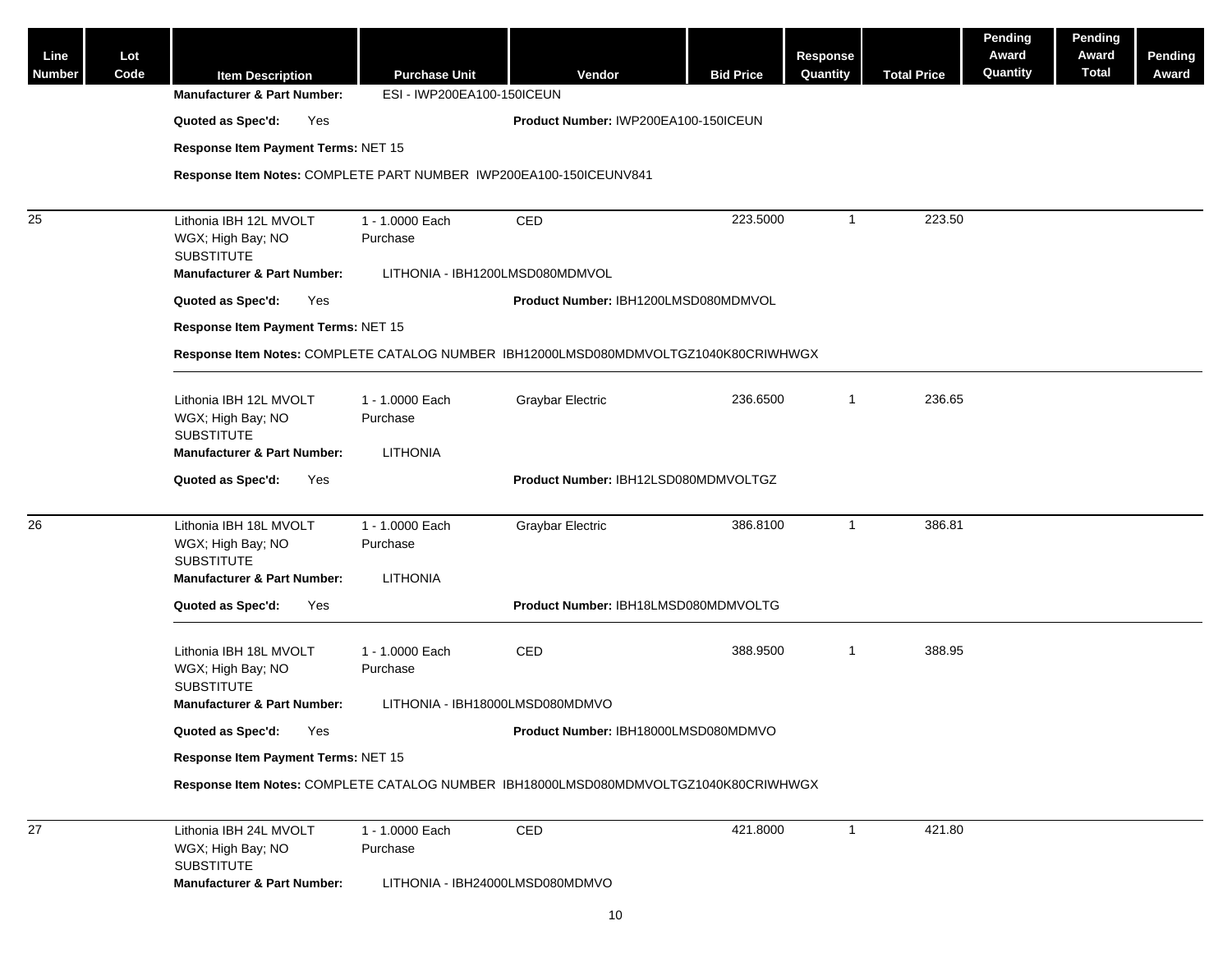| Line Number | Lot Code | Item Description | Purchase Unit | Vendor | Bid Price | Response Quantity | Total Price | Pending Award Quantity | Pending Award Total | Pending Award |
|---|---|---|---|---|---|---|---|---|---|---|
| | | **Manufacturer & Part Number:** ESI - IWP200EA100-150ICEUN | | | | | | | | |
| | | **Quoted as Spec'd:** Yes | | **Product Number:** IWP200EA100-150ICEUN | | | | | | |
| | | **Response Item Payment Terms:** NET 15 | | | | | | | | |
| | | **Response Item Notes:** COMPLETE PART NUMBER IWP200EA100-150ICEUNV841 | | | | | | | | |
| 25 | | Lithonia IBH 12L MVOLT WGX; High Bay; NO SUBSTITUTE | 1 - 1.0000 Each Purchase | CED | 223.5000 | 1 | 223.50 | | | |
| | | **Manufacturer & Part Number:** LITHONIA - IBH1200LMSD080MDMVOL | | | | | | | | |
| | | **Quoted as Spec'd:** Yes | | **Product Number:** IBH1200LMSD080MDMVOL | | | | | | |
| | | **Response Item Payment Terms:** NET 15 | | | | | | | | |
| | | **Response Item Notes:** COMPLETE CATALOG NUMBER IBH12000LMSD080MDMVOLTGZ1040K80CRIWHWGX | | | | | | | | |
| | | Lithonia IBH 12L MVOLT WGX; High Bay; NO SUBSTITUTE | 1 - 1.0000 Each Purchase | Graybar Electric | 236.6500 | 1 | 236.65 | | | |
| | | **Manufacturer & Part Number:** LITHONIA | | | | | | | | |
| | | **Quoted as Spec'd:** Yes | | **Product Number:** IBH12LSD080MDMVOLTGZ | | | | | | |
| 26 | | Lithonia IBH 18L MVOLT WGX; High Bay; NO SUBSTITUTE | 1 - 1.0000 Each Purchase | Graybar Electric | 386.8100 | 1 | 386.81 | | | |
| | | **Manufacturer & Part Number:** LITHONIA | | | | | | | | |
| | | **Quoted as Spec'd:** Yes | | **Product Number:** IBH18LMSD080MDMVOLTG | | | | | | |
| | | Lithonia IBH 18L MVOLT WGX; High Bay; NO SUBSTITUTE | 1 - 1.0000 Each Purchase | CED | 388.9500 | 1 | 388.95 | | | |
| | | **Manufacturer & Part Number:** LITHONIA - IBH18000LMSD080MDMVO | | | | | | | | |
| | | **Quoted as Spec'd:** Yes | | **Product Number:** IBH18000LMSD080MDMVO | | | | | | |
| | | **Response Item Payment Terms:** NET 15 | | | | | | | | |
| | | **Response Item Notes:** COMPLETE CATALOG NUMBER IBH18000LMSD080MDMVOLTGZ1040K80CRIWHWGX | | | | | | | | |
| 27 | | Lithonia IBH 24L MVOLT WGX; High Bay; NO SUBSTITUTE | 1 - 1.0000 Each Purchase | CED | 421.8000 | 1 | 421.80 | | | |
| | | **Manufacturer & Part Number:** LITHONIA - IBH24000LMSD080MDMVO | | | | | | | | |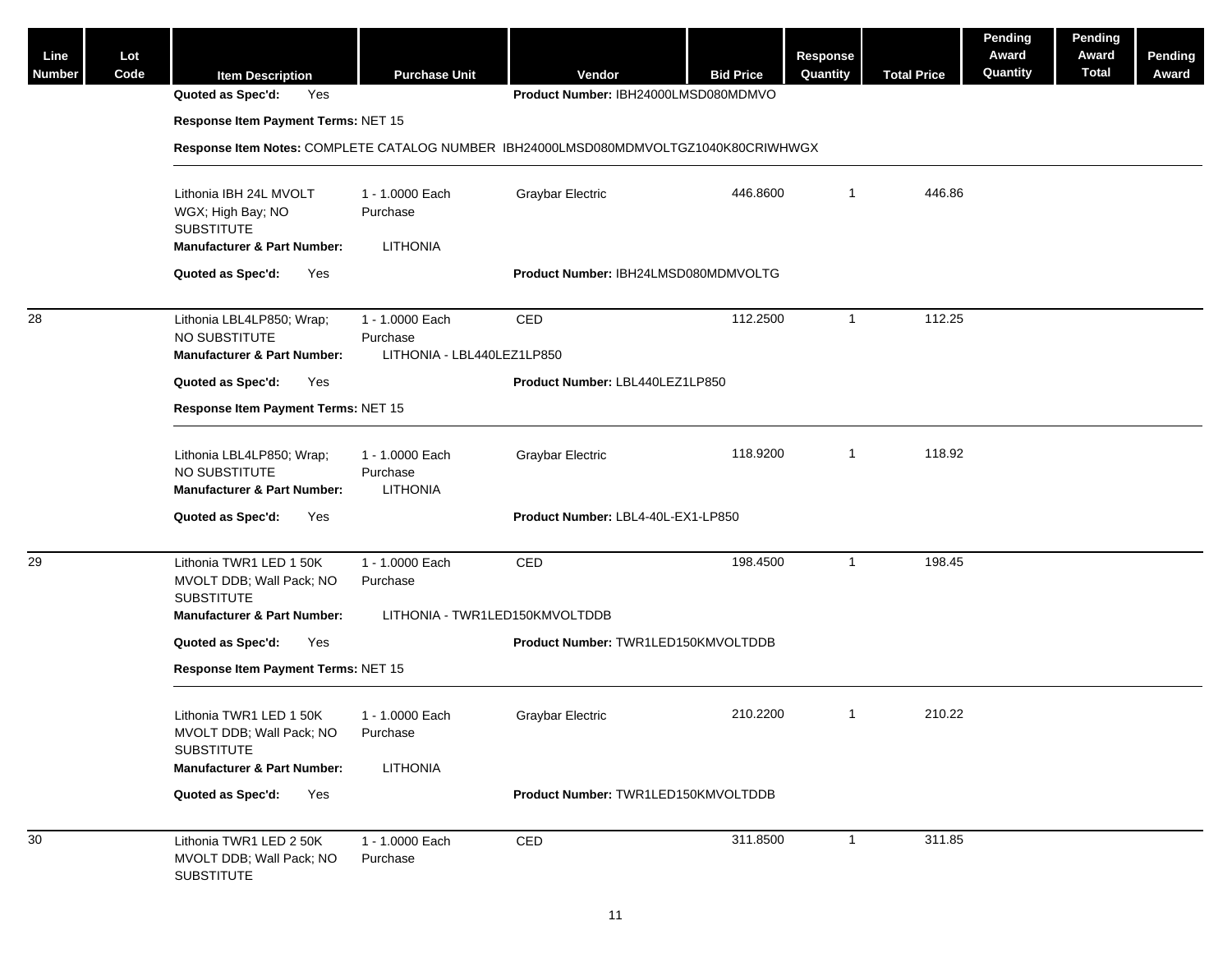| Line Number | Lot Code | Item Description | Purchase Unit | Vendor | Bid Price | Response Quantity | Total Price | Pending Award Quantity | Pending Award Total | Pending Award |
|---|---|---|---|---|---|---|---|---|---|---|
| | | **Quoted as Spec'd:** Yes | | **Product Number:** IBH24000LMSD080MDMVO | | | | | | |
| | | **Response Item Payment Terms:** NET 15 | | | | | | | | |
| | | **Response Item Notes:** COMPLETE CATALOG NUMBER IBH24000LMSD080MDMVOLTGZ1040K80CRIWHWGX | | | | | | | | |
| | | Lithonia IBH 24L MVOLT WGX; High Bay; NO SUBSTITUTE | 1 - 1.0000 Each Purchase | Graybar Electric | 446.8600 | 1 | 446.86 | | | |
| | | **Manufacturer & Part Number:** | LITHONIA | | | | | | | |
| | | **Quoted as Spec'd:** Yes | | **Product Number:** IBH24LMSD080MDMVOLTG | | | | | | |
| 28 | | Lithonia LBL4LP850; Wrap; NO SUBSTITUTE | 1 - 1.0000 Each Purchase | CED | 112.2500 | 1 | 112.25 | | | |
| | | **Manufacturer & Part Number:** | LITHONIA - LBL440LEZ1LP850 | | | | | | | |
| | | **Quoted as Spec'd:** Yes | | **Product Number:** LBL440LEZ1LP850 | | | | | | |
| | | **Response Item Payment Terms:** NET 15 | | | | | | | | |
| | | Lithonia LBL4LP850; Wrap; NO SUBSTITUTE | 1 - 1.0000 Each Purchase | Graybar Electric | 118.9200 | 1 | 118.92 | | | |
| | | **Manufacturer & Part Number:** | LITHONIA | | | | | | | |
| | | **Quoted as Spec'd:** Yes | | **Product Number:** LBL4-40L-EX1-LP850 | | | | | | |
| 29 | | Lithonia TWR1 LED 1 50K MVOLT DDB; Wall Pack; NO SUBSTITUTE | 1 - 1.0000 Each Purchase | CED | 198.4500 | 1 | 198.45 | | | |
| | | **Manufacturer & Part Number:** | LITHONIA - TWR1LED150KMVOLTDDB | | | | | | | |
| | | **Quoted as Spec'd:** Yes | | **Product Number:** TWR1LED150KMVOLTDDB | | | | | | |
| | | **Response Item Payment Terms:** NET 15 | | | | | | | | |
| | | Lithonia TWR1 LED 1 50K MVOLT DDB; Wall Pack; NO SUBSTITUTE | 1 - 1.0000 Each Purchase | Graybar Electric | 210.2200 | 1 | 210.22 | | | |
| | | **Manufacturer & Part Number:** | LITHONIA | | | | | | | |
| | | **Quoted as Spec'd:** Yes | | **Product Number:** TWR1LED150KMVOLTDDB | | | | | | |
| 30 | | Lithonia TWR1 LED 2 50K MVOLT DDB; Wall Pack; NO SUBSTITUTE | 1 - 1.0000 Each Purchase | CED | 311.8500 | 1 | 311.85 | | | |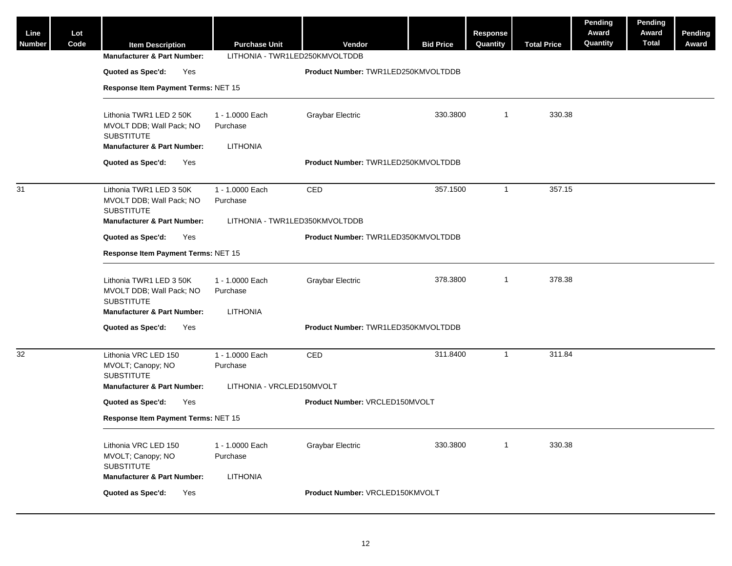| Line Number | Lot Code | Item Description | Purchase Unit | Vendor | Bid Price | Response Quantity | Total Price | Pending Award Quantity | Pending Award Total | Pending Award |
|---|---|---|---|---|---|---|---|---|---|---|
| | | **Manufacturer & Part Number:** | LITHONIA - TWR1LED250KMVOLTDDB | | | | | | | |
| | | **Quoted as Spec'd:** Yes | | **Product Number:** TWR1LED250KMVOLTDDB | | | | | | |
| | | **Response Item Payment Terms:** NET 15 | | | | | | | | |
| | | Lithonia TWR1 LED 2 50K MVOLT DDB; Wall Pack; NO SUBSTITUTE | 1 - 1.0000 Each Purchase | Graybar Electric | 330.3800 | 1 | 330.38 | | | |
| | | **Manufacturer & Part Number:** | LITHONIA | | | | | | | |
| | | **Quoted as Spec'd:** Yes | | **Product Number:** TWR1LED250KMVOLTDDB | | | | | | |
| 31 | | Lithonia TWR1 LED 3 50K MVOLT DDB; Wall Pack; NO SUBSTITUTE | 1 - 1.0000 Each Purchase | CED | 357.1500 | 1 | 357.15 | | | |
| | | **Manufacturer & Part Number:** | LITHONIA - TWR1LED350KMVOLTDDB | | | | | | | |
| | | **Quoted as Spec'd:** Yes | | **Product Number:** TWR1LED350KMVOLTDDB | | | | | | |
| | | **Response Item Payment Terms:** NET 15 | | | | | | | | |
| | | Lithonia TWR1 LED 3 50K MVOLT DDB; Wall Pack; NO SUBSTITUTE | 1 - 1.0000 Each Purchase | Graybar Electric | 378.3800 | 1 | 378.38 | | | |
| | | **Manufacturer & Part Number:** | LITHONIA | | | | | | | |
| | | **Quoted as Spec'd:** Yes | | **Product Number:** TWR1LED350KMVOLTDDB | | | | | | |
| 32 | | Lithonia VRC LED 150 MVOLT; Canopy; NO SUBSTITUTE | 1 - 1.0000 Each Purchase | CED | 311.8400 | 1 | 311.84 | | | |
| | | **Manufacturer & Part Number:** | LITHONIA - VRCLED150MVOLT | | | | | | | |
| | | **Quoted as Spec'd:** Yes | | **Product Number:** VRCLED150MVOLT | | | | | | |
| | | **Response Item Payment Terms:** NET 15 | | | | | | | | |
| | | Lithonia VRC LED 150 MVOLT; Canopy; NO SUBSTITUTE | 1 - 1.0000 Each Purchase | Graybar Electric | 330.3800 | 1 | 330.38 | | | |
| | | **Manufacturer & Part Number:** | LITHONIA | | | | | | | |
| | | **Quoted as Spec'd:** Yes | | **Product Number:** VRCLED150KMVOLT | | | | | | |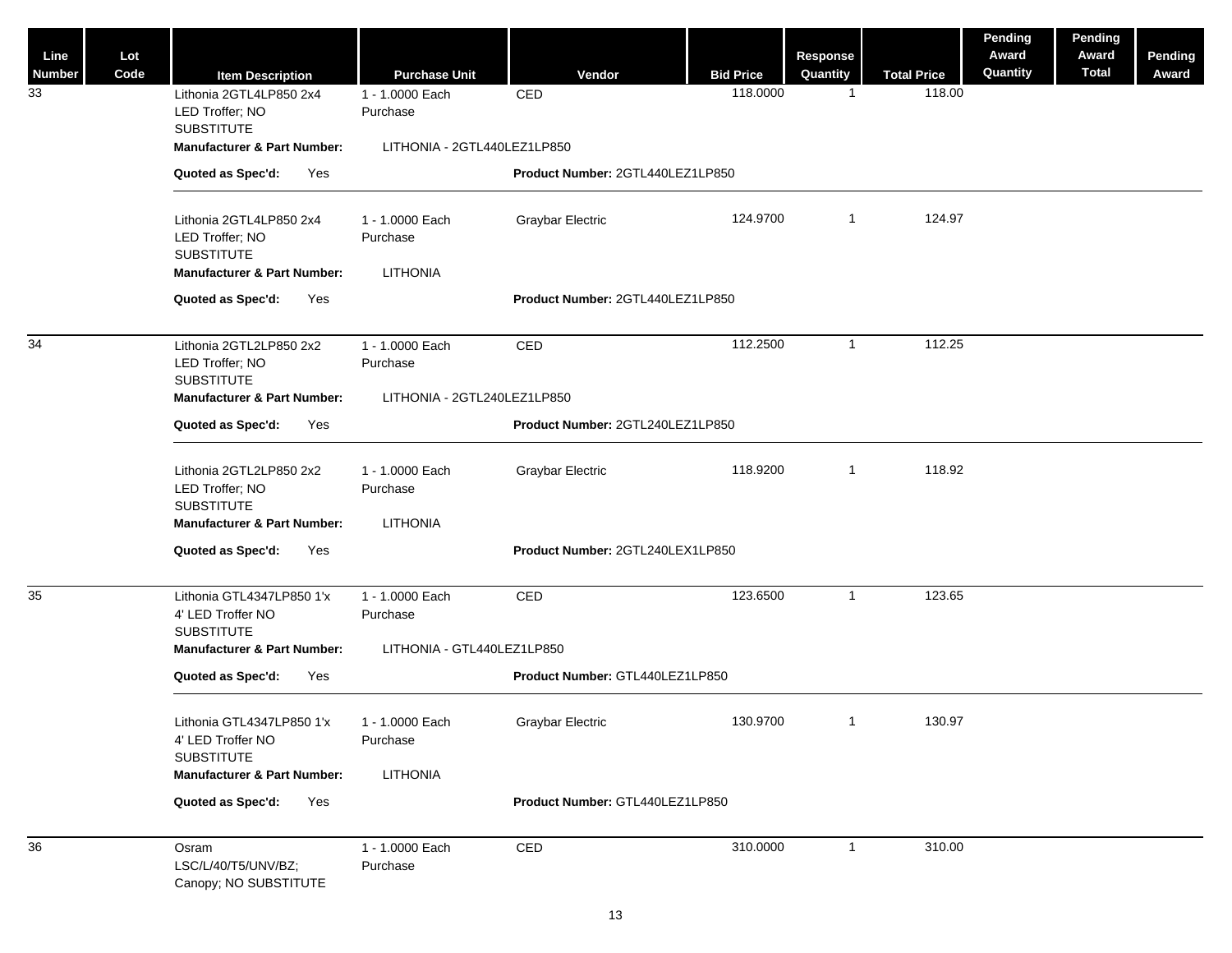| Line Number | Lot Code | Item Description | Purchase Unit | Vendor | Bid Price | Response Quantity | Total Price | Pending Award Quantity | Pending Award Total | Pending Award |
|---|---|---|---|---|---|---|---|---|---|---|
| 33 | | Lithonia 2GTL4LP850 2x4 LED Troffer; NO SUBSTITUTE | 1 - 1.0000 Each Purchase | CED | 118.0000 | 1 | 118.00 | | | |
| | | **Manufacturer & Part Number:** LITHONIA - 2GTL440LEZ1LP850 | | | | | | | | |
| | | **Quoted as Spec'd:** Yes | | **Product Number:** 2GTL440LEZ1LP850 | | | | | | |
| | | Lithonia 2GTL4LP850 2x4 LED Troffer; NO SUBSTITUTE | 1 - 1.0000 Each Purchase | Graybar Electric | 124.9700 | 1 | 124.97 | | | |
| | | **Manufacturer & Part Number:** LITHONIA | | | | | | | | |
| | | **Quoted as Spec'd:** Yes | | **Product Number:** 2GTL440LEZ1LP850 | | | | | | |
| 34 | | Lithonia 2GTL2LP850 2x2 LED Troffer; NO SUBSTITUTE | 1 - 1.0000 Each Purchase | CED | 112.2500 | 1 | 112.25 | | | |
| | | **Manufacturer & Part Number:** LITHONIA - 2GTL240LEZ1LP850 | | | | | | | | |
| | | **Quoted as Spec'd:** Yes | | **Product Number:** 2GTL240LEZ1LP850 | | | | | | |
| | | Lithonia 2GTL2LP850 2x2 LED Troffer; NO SUBSTITUTE | 1 - 1.0000 Each Purchase | Graybar Electric | 118.9200 | 1 | 118.92 | | | |
| | | **Manufacturer & Part Number:** LITHONIA | | | | | | | | |
| | | **Quoted as Spec'd:** Yes | | **Product Number:** 2GTL240LEX1LP850 | | | | | | |
| 35 | | Lithonia GTL4347LP850 1'x 4' LED Troffer NO SUBSTITUTE | 1 - 1.0000 Each Purchase | CED | 123.6500 | 1 | 123.65 | | | |
| | | **Manufacturer & Part Number:** LITHONIA - GTL440LEZ1LP850 | | | | | | | | |
| | | **Quoted as Spec'd:** Yes | | **Product Number:** GTL440LEZ1LP850 | | | | | | |
| | | Lithonia GTL4347LP850 1'x 4' LED Troffer NO SUBSTITUTE | 1 - 1.0000 Each Purchase | Graybar Electric | 130.9700 | 1 | 130.97 | | | |
| | | **Manufacturer & Part Number:** LITHONIA | | | | | | | | |
| | | **Quoted as Spec'd:** Yes | | **Product Number:** GTL440LEZ1LP850 | | | | | | |
| 36 | | Osram LSC/L/40/T5/UNV/BZ; Canopy; NO SUBSTITUTE | 1 - 1.0000 Each Purchase | CED | 310.0000 | 1 | 310.00 | | | |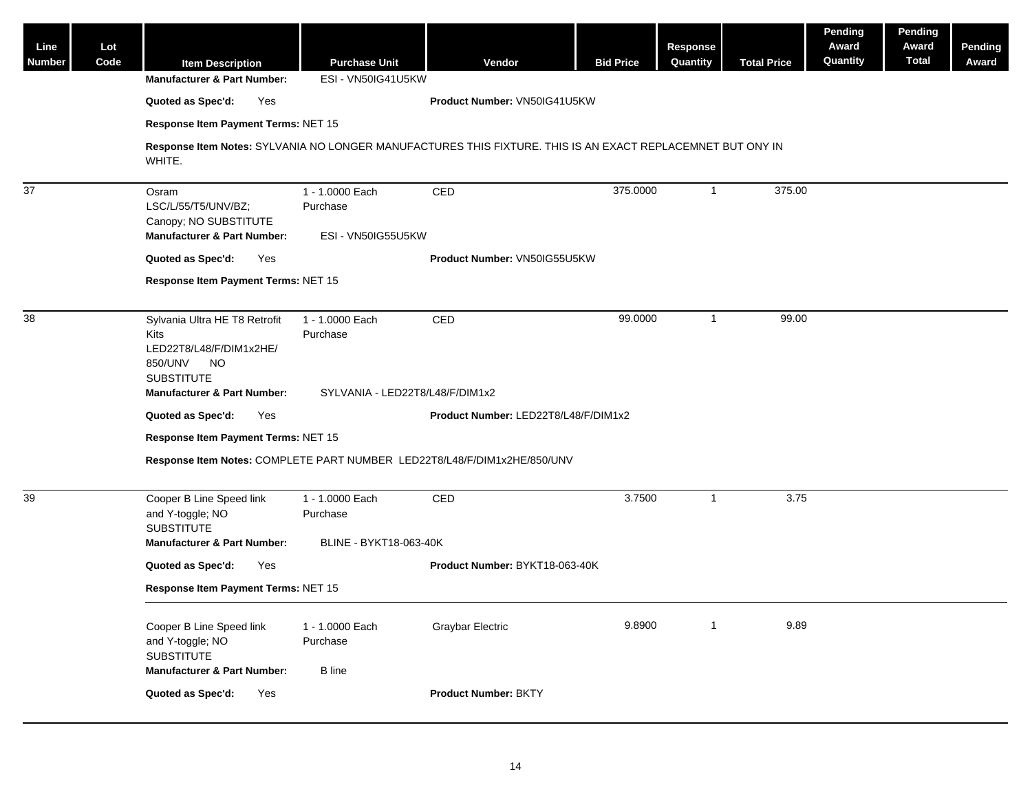| Line Number | Lot Code | Item Description | Purchase Unit | Vendor | Bid Price | Response Quantity | Total Price | Pending Award Quantity | Pending Award Total | Pending Award |
|---|---|---|---|---|---|---|---|---|---|---|
| | | **Manufacturer & Part Number:** | ESI - VN50IG41U5KW | | | | | | | |
| | | **Quoted as Spec'd:** Yes | | **Product Number:** VN50IG41U5KW | | | | | | |
| | | **Response Item Payment Terms:** NET 15 | | | | | | | | |
| | | **Response Item Notes:** SYLVANIA NO LONGER MANUFACTURES THIS FIXTURE. THIS IS AN EXACT REPLACEMNET BUT ONY IN WHITE. | | | | | | | | |
| 37 | | Osram LSC/L/55/T5/UNV/BZ; Canopy; NO SUBSTITUTE | 1 - 1.0000 Each Purchase | CED | 375.0000 | 1 | 375.00 | | | |
| | | **Manufacturer & Part Number:** | ESI - VN50IG55U5KW | | | | | | | |
| | | **Quoted as Spec'd:** Yes | | **Product Number:** VN50IG55U5KW | | | | | | |
| | | **Response Item Payment Terms:** NET 15 | | | | | | | | |
| 38 | | Sylvania Ultra HE T8 Retrofit Kits LED22T8/L48/F/DIM1x2HE/ 850/UNV NO SUBSTITUTE | 1 - 1.0000 Each Purchase | CED | 99.0000 | 1 | 99.00 | | | |
| | | **Manufacturer & Part Number:** | SYLVANIA - LED22T8/L48/F/DIM1x2 | | | | | | | |
| | | **Quoted as Spec'd:** Yes | | **Product Number:** LED22T8/L48/F/DIM1x2 | | | | | | |
| | | **Response Item Payment Terms:** NET 15 | | | | | | | | |
| | | **Response Item Notes:** COMPLETE PART NUMBER LED22T8/L48/F/DIM1x2HE/850/UNV | | | | | | | | |
| 39 | | Cooper B Line Speed link and Y-toggle; NO SUBSTITUTE | 1 - 1.0000 Each Purchase | CED | 3.7500 | 1 | 3.75 | | | |
| | | **Manufacturer & Part Number:** | BLINE - BYKT18-063-40K | | | | | | | |
| | | **Quoted as Spec'd:** Yes | | **Product Number:** BYKT18-063-40K | | | | | | |
| | | **Response Item Payment Terms:** NET 15 | | | | | | | | |
| | | Cooper B Line Speed link and Y-toggle; NO SUBSTITUTE | 1 - 1.0000 Each Purchase | Graybar Electric | 9.8900 | 1 | 9.89 | | | |
| | | **Manufacturer & Part Number:** | B line | | | | | | | |
| | | **Quoted as Spec'd:** Yes | | **Product Number:** BKTY | | | | | | |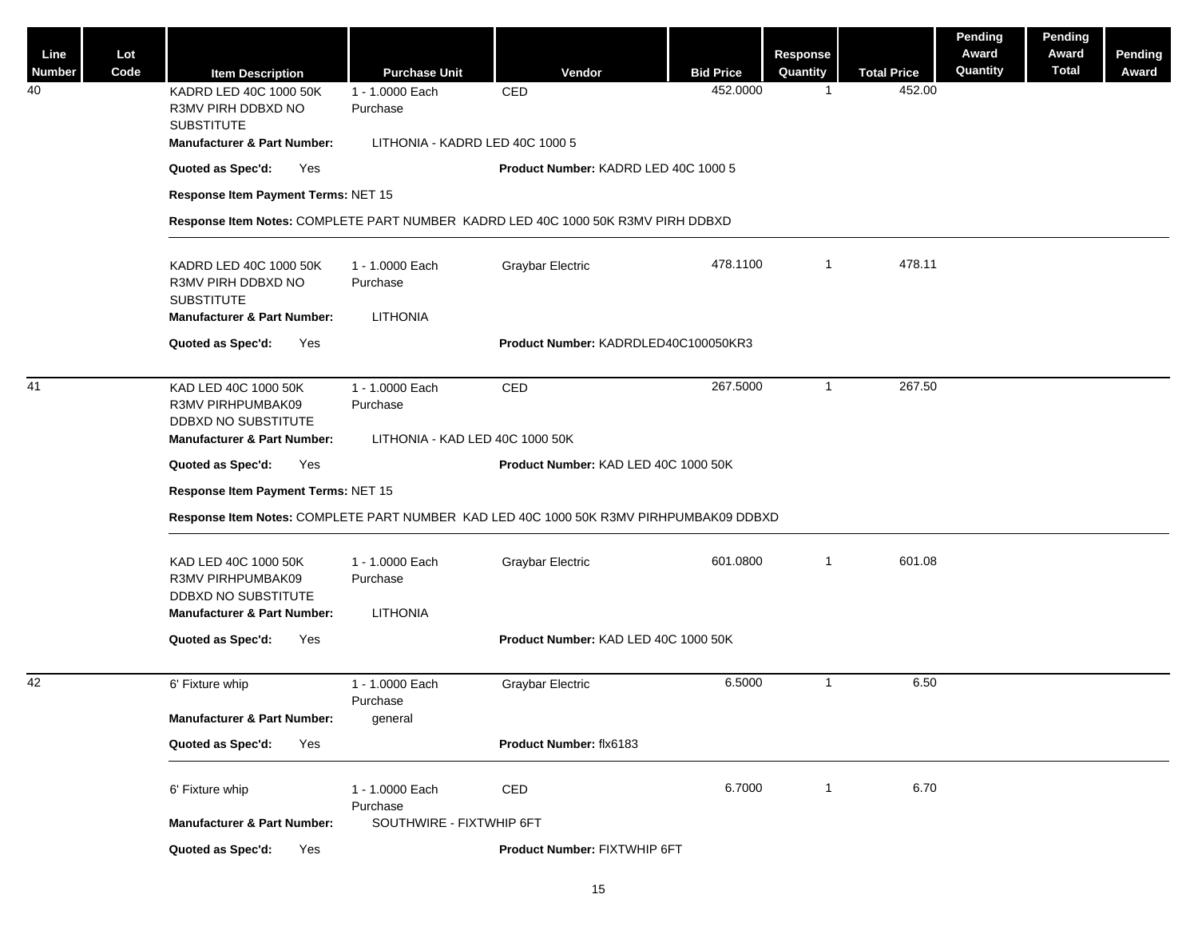| Line Number | Lot Code | Item Description | Purchase Unit | Vendor | Bid Price | Response Quantity | Total Price | Pending Award Quantity | Pending Award Total | Pending Award |
|---|---|---|---|---|---|---|---|---|---|---|
| 40 | | KADRD LED 40C 1000 50K R3MV PIRH DDBXD NO SUBSTITUTE | 1 - 1.0000 Each Purchase | CED | 452.0000 | 1 | 452.00 | | | |
| | | **Manufacturer & Part Number:** LITHONIA - KADRD LED 40C 1000 5 | | | | | | | | |
| | | **Quoted as Spec'd:** Yes | | **Product Number:** KADRD LED 40C 1000 5 | | | | | | |
| | | **Response Item Payment Terms:** NET 15 | | | | | | | | |
| | | **Response Item Notes:** COMPLETE PART NUMBER KADRD LED 40C 1000 50K R3MV PIRH DDBXD | | | | | | | | |
| | | KADRD LED 40C 1000 50K R3MV PIRH DDBXD NO SUBSTITUTE | 1 - 1.0000 Each Purchase | Graybar Electric | 478.1100 | 1 | 478.11 | | | |
| | | **Manufacturer & Part Number:** LITHONIA | | | | | | | | |
| | | **Quoted as Spec'd:** Yes | | **Product Number:** KADRDLED40C100050KR3 | | | | | | |
| 41 | | KAD LED 40C 1000 50K R3MV PIRHPUMBAK09 DDBXD NO SUBSTITUTE | 1 - 1.0000 Each Purchase | CED | 267.5000 | 1 | 267.50 | | | |
| | | **Manufacturer & Part Number:** LITHONIA - KAD LED 40C 1000 50K | | | | | | | | |
| | | **Quoted as Spec'd:** Yes | | **Product Number:** KAD LED 40C 1000 50K | | | | | | |
| | | **Response Item Payment Terms:** NET 15 | | | | | | | | |
| | | **Response Item Notes:** COMPLETE PART NUMBER KAD LED 40C 1000 50K R3MV PIRHPUMBAK09 DDBXD | | | | | | | | |
| | | KAD LED 40C 1000 50K R3MV PIRHPUMBAK09 DDBXD NO SUBSTITUTE | 1 - 1.0000 Each Purchase | Graybar Electric | 601.0800 | 1 | 601.08 | | | |
| | | **Manufacturer & Part Number:** LITHONIA | | | | | | | | |
| | | **Quoted as Spec'd:** Yes | | **Product Number:** KAD LED 40C 1000 50K | | | | | | |
| 42 | | 6' Fixture whip | 1 - 1.0000 Each Purchase | Graybar Electric | 6.5000 | 1 | 6.50 | | | |
| | | **Manufacturer & Part Number:** general | | | | | | | | |
| | | **Quoted as Spec'd:** Yes | | **Product Number:** flx6183 | | | | | | |
| | | 6' Fixture whip | 1 - 1.0000 Each Purchase | CED | 6.7000 | 1 | 6.70 | | | |
| | | **Manufacturer & Part Number:** SOUTHWIRE - FIXTWHIP 6FT | | | | | | | | |
| | | **Quoted as Spec'd:** Yes | | **Product Number:** FIXTWHIP 6FT | | | | | | |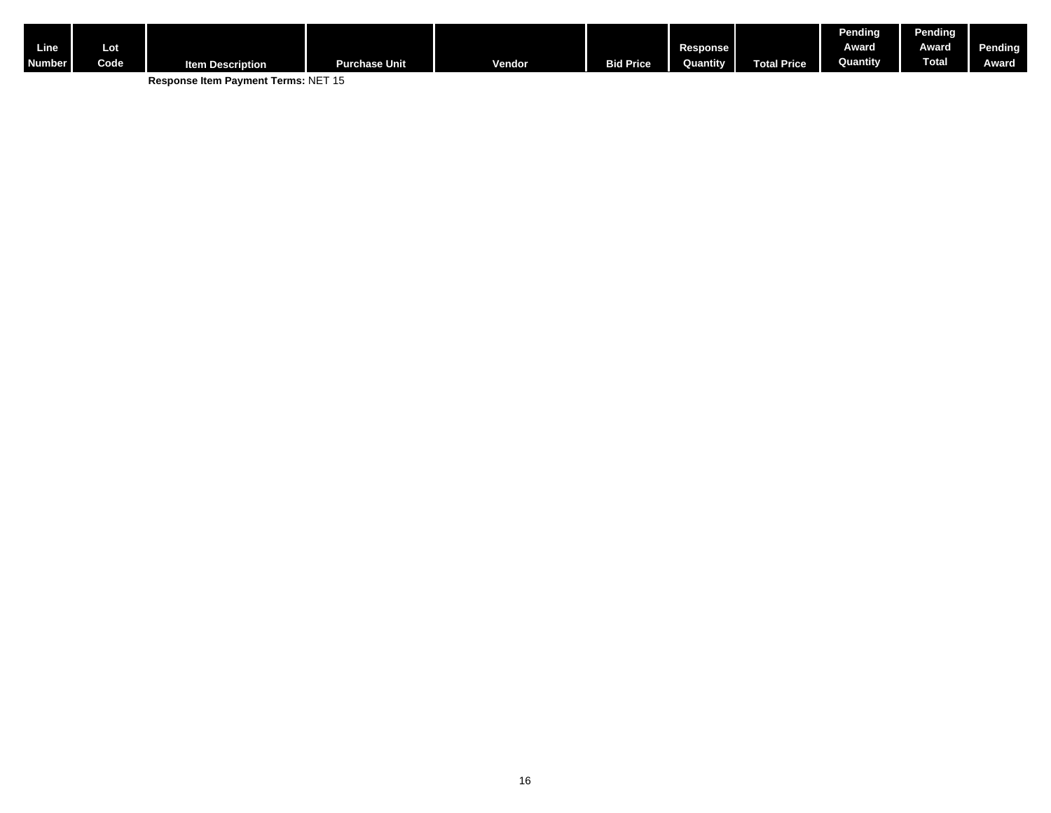| Line Number | Lot Code | Item Description | Purchase Unit | Vendor | Bid Price | Response Quantity | Total Price | Pending Award Quantity | Pending Award Total | Pending Award |
|---|---|---|---|---|---|---|---|---|---|---|

**Response Item Payment Terms:** NET 15